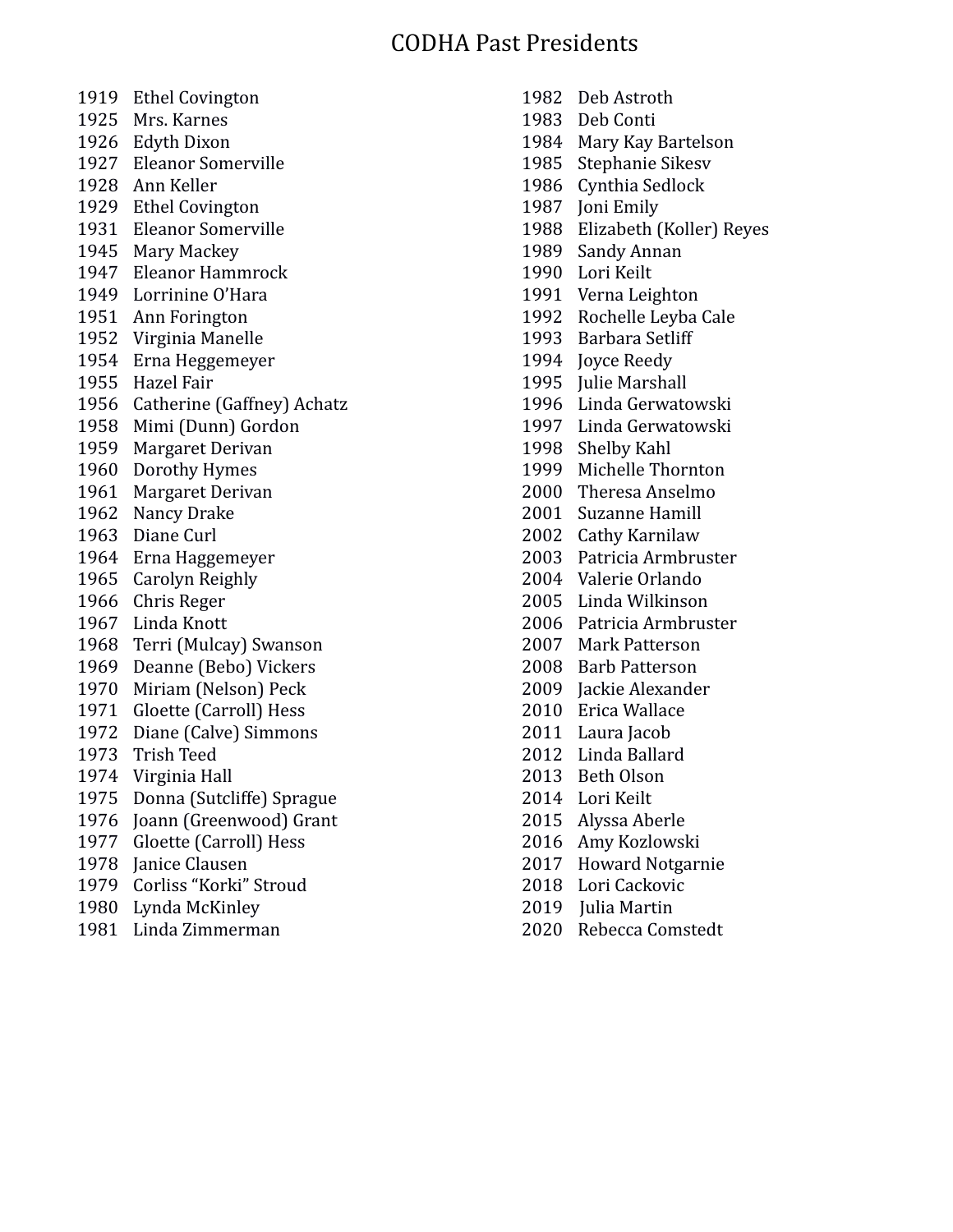# CODHA Past Presidents

1919 Ethel Covington
1925 Mrs. Karnes
1926 Edyth Dixon
1927 Eleanor Somerville
1928 Ann Keller
1929 Ethel Covington
1931 Eleanor Somerville
1945 Mary Mackey
1947 Eleanor Hammrock
1949 Lorrinine O'Hara
1951 Ann Forington
1952 Virginia Manelle
1954 Erna Heggemeyer
1955 Hazel Fair
1956 Catherine (Gaffney) Achatz
1958 Mimi (Dunn) Gordon
1959 Margaret Derivan
1960 Dorothy Hymes
1961 Margaret Derivan
1962 Nancy Drake
1963 Diane Curl
1964 Erna Haggemeyer
1965 Carolyn Reighly
1966 Chris Reger
1967 Linda Knott
1968 Terri (Mulcay) Swanson
1969 Deanne (Bebo) Vickers
1970 Miriam (Nelson) Peck
1971 Gloette (Carroll) Hess
1972 Diane (Calve) Simmons
1973 Trish Teed
1974 Virginia Hall
1975 Donna (Sutcliffe) Sprague
1976 Joann (Greenwood) Grant
1977 Gloette (Carroll) Hess
1978 Janice Clausen
1979 Corliss "Korki" Stroud
1980 Lynda McKinley
1981 Linda Zimmerman
1982 Deb Astroth
1983 Deb Conti
1984 Mary Kay Bartelson
1985 Stephanie Sikesv
1986 Cynthia Sedlock
1987 Joni Emily
1988 Elizabeth (Koller) Reyes
1989 Sandy Annan
1990 Lori Keilt
1991 Verna Leighton
1992 Rochelle Leyba Cale
1993 Barbara Setliff
1994 Joyce Reedy
1995 Julie Marshall
1996 Linda Gerwatowski
1997 Linda Gerwatowski
1998 Shelby Kahl
1999 Michelle Thornton
2000 Theresa Anselmo
2001 Suzanne Hamill
2002 Cathy Karnilaw
2003 Patricia Armbruster
2004 Valerie Orlando
2005 Linda Wilkinson
2006 Patricia Armbruster
2007 Mark Patterson
2008 Barb Patterson
2009 Jackie Alexander
2010 Erica Wallace
2011 Laura Jacob
2012 Linda Ballard
2013 Beth Olson
2014 Lori Keilt
2015 Alyssa Aberle
2016 Amy Kozlowski
2017 Howard Notgarnie
2018 Lori Cackovic
2019 Julia Martin
2020 Rebecca Comstedt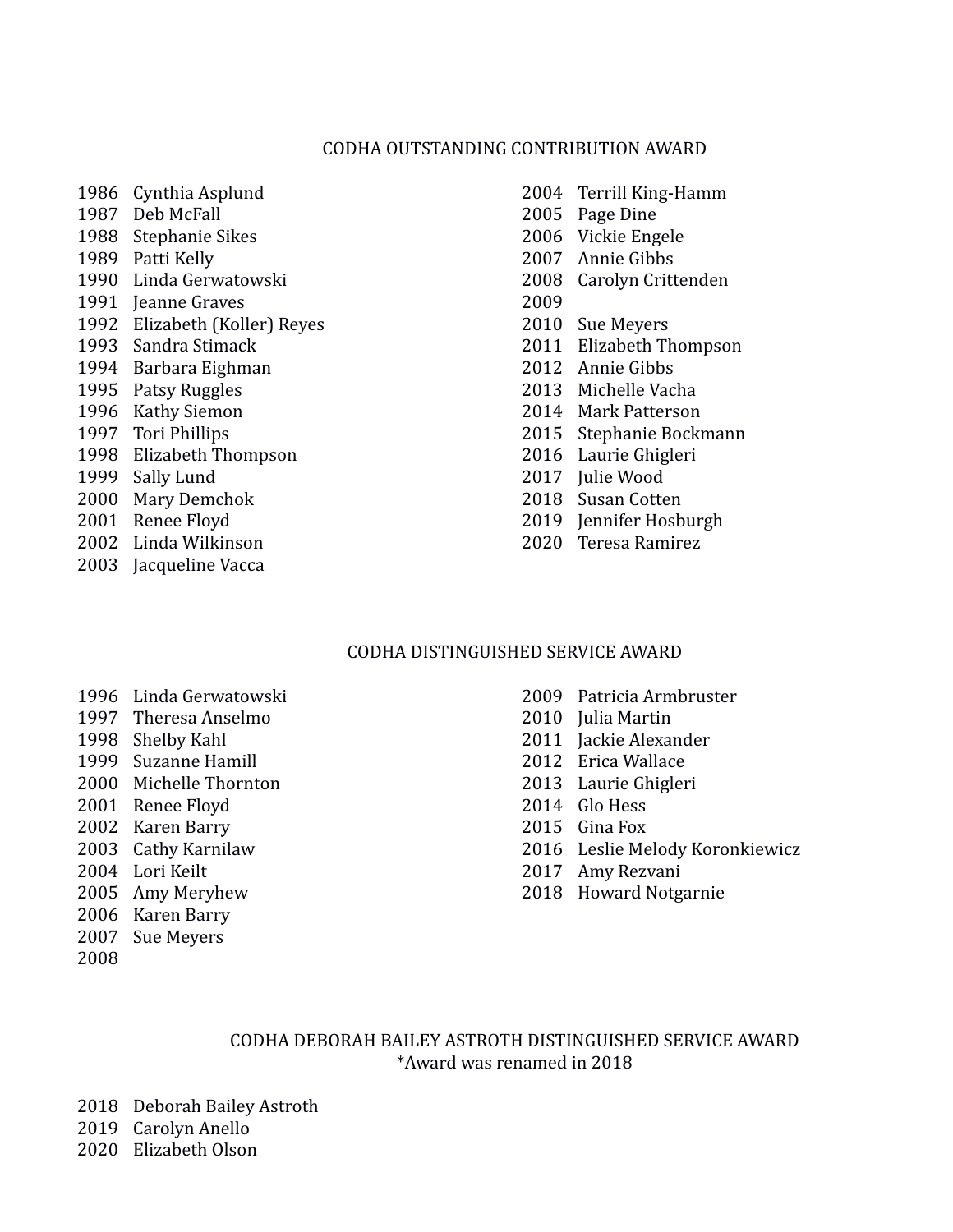## CODHA OUTSTANDING CONTRIBUTION AWARD

1986 Cynthia Asplund
1987 Deb McFall
1988 Stephanie Sikes
1989 Patti Kelly
1990 Linda Gerwatowski
1991 Jeanne Graves
1992 Elizabeth (Koller) Reyes
1993 Sandra Stimack
1994 Barbara Eighman
1995 Patsy Ruggles
1996 Kathy Siemon
1997 Tori Phillips
1998 Elizabeth Thompson
1999 Sally Lund
2000 Mary Demchok
2001 Renee Floyd
2002 Linda Wilkinson
2003 Jacqueline Vacca
2004 Terrill King-Hamm
2005 Page Dine
2006 Vickie Engele
2007 Annie Gibbs
2008 Carolyn Crittenden
2009
2010 Sue Meyers
2011 Elizabeth Thompson
2012 Annie Gibbs
2013 Michelle Vacha
2014 Mark Patterson
2015 Stephanie Bockmann
2016 Laurie Ghigleri
2017 Julie Wood
2018 Susan Cotten
2019 Jennifer Hosburgh
2020 Teresa Ramirez

## CODHA DISTINGUISHED SERVICE AWARD

1996 Linda Gerwatowski
1997 Theresa Anselmo
1998 Shelby Kahl
1999 Suzanne Hamill
2000 Michelle Thornton
2001 Renee Floyd
2002 Karen Barry
2003 Cathy Karnilaw
2004 Lori Keilt
2005 Amy Meryhew
2006 Karen Barry
2007 Sue Meyers
2008
2009 Patricia Armbruster
2010 Julia Martin
2011 Jackie Alexander
2012 Erica Wallace
2013 Laurie Ghigleri
2014 Glo Hess
2015 Gina Fox
2016 Leslie Melody Koronkiewicz
2017 Amy Rezvani
2018 Howard Notgarnie

## CODHA DEBORAH BAILEY ASTROTH DISTINGUISHED SERVICE AWARD

*Award was renamed in 2018

2018 Deborah Bailey Astroth
2019 Carolyn Anello
2020 Elizabeth Olson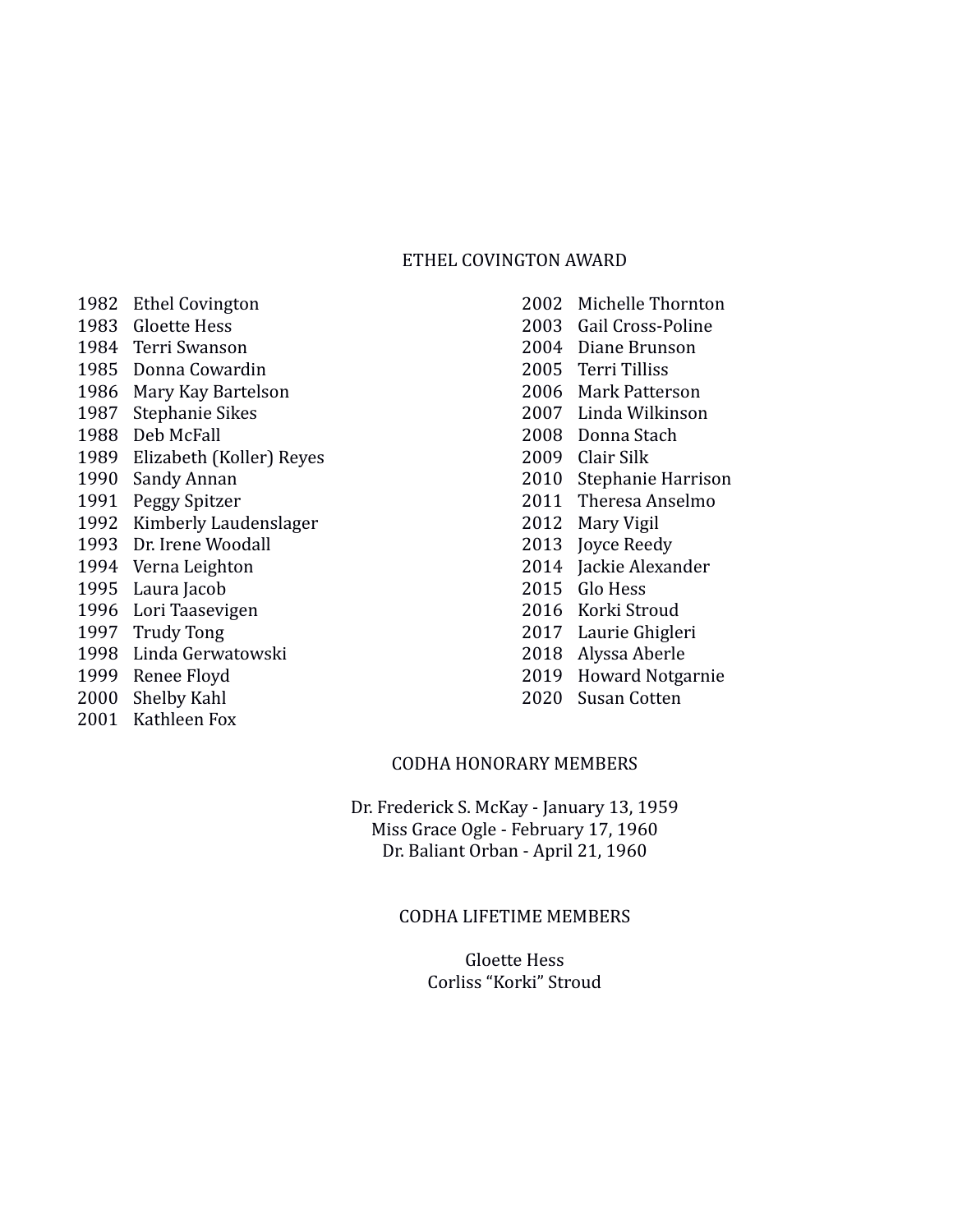## ETHEL COVINGTON AWARD

1982 Ethel Covington
1983 Gloette Hess
1984 Terri Swanson
1985 Donna Cowardin
1986 Mary Kay Bartelson
1987 Stephanie Sikes
1988 Deb McFall
1989 Elizabeth (Koller) Reyes
1990 Sandy Annan
1991 Peggy Spitzer
1992 Kimberly Laudenslager
1993 Dr. Irene Woodall
1994 Verna Leighton
1995 Laura Jacob
1996 Lori Taasevigen
1997 Trudy Tong
1998 Linda Gerwatowski
1999 Renee Floyd
2000 Shelby Kahl
2001 Kathleen Fox
2002 Michelle Thornton
2003 Gail Cross-Poline
2004 Diane Brunson
2005 Terri Tilliss
2006 Mark Patterson
2007 Linda Wilkinson
2008 Donna Stach
2009 Clair Silk
2010 Stephanie Harrison
2011 Theresa Anselmo
2012 Mary Vigil
2013 Joyce Reedy
2014 Jackie Alexander
2015 Glo Hess
2016 Korki Stroud
2017 Laurie Ghigleri
2018 Alyssa Aberle
2019 Howard Notgarnie
2020 Susan Cotten

## CODHA HONORARY MEMBERS

Dr. Frederick S. McKay - January 13, 1959
Miss Grace Ogle - February 17, 1960
Dr. Baliant Orban - April 21, 1960

## CODHA LIFETIME MEMBERS

Gloette Hess
Corliss "Korki" Stroud